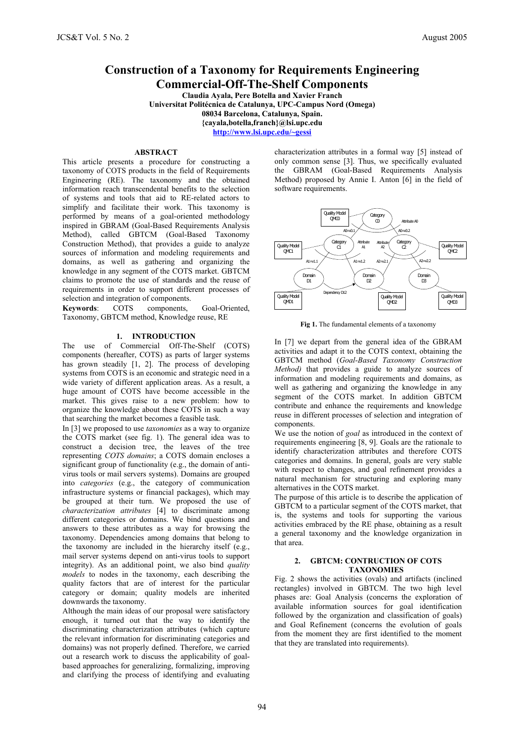# Construction of a Taxonomy for Requirements Engineering Commercial-Off-The-Shelf Components

**Claudia Ayala, Pere Botella and Xavier Franch**
**Universitat Politécnica de Catalunya, UPC-Campus Nord (Omega)**
**08034 Barcelona, Catalunya, Spain.**
**{cayala,botella,franch}@lsi.upc.edu**
**http://www.lsi.upc.edu/~gessi**

## ABSTRACT

This article presents a procedure for constructing a taxonomy of COTS products in the field of Requirements Engineering (RE). The taxonomy and the obtained information reach transcendental benefits to the selection of systems and tools that aid to RE-related actors to simplify and facilitate their work. This taxonomy is performed by means of a goal-oriented methodology inspired in GBRAM (Goal-Based Requirements Analysis Method), called GBTCM (Goal-Based Taxonomy Construction Method), that provides a guide to analyze sources of information and modeling requirements and domains, as well as gathering and organizing the knowledge in any segment of the COTS market. GBTCM claims to promote the use of standards and the reuse of requirements in order to support different processes of selection and integration of components.

**Keywords**: COTS components, Goal-Oriented, Taxonomy, GBTCM method, Knowledge reuse, RE

## 1. INTRODUCTION

The use of Commercial Off-The-Shelf (COTS) components (hereafter, COTS) as parts of larger systems has grown steadily [1, 2]. The process of developing systems from COTS is an economic and strategic need in a wide variety of different application areas. As a result, a huge amount of COTS have become accessible in the market. This gives raise to a new problem: how to organize the knowledge about these COTS in such a way that searching the market becomes a feasible task.

In [3] we proposed to use *taxonomies* as a way to organize the COTS market (see fig. 1). The general idea was to construct a decision tree, the leaves of the tree representing *COTS domains*; a COTS domain encloses a significant group of functionality (e.g., the domain of anti-virus tools or mail servers systems). Domains are grouped into *categories* (e.g., the category of communication infrastructure systems or financial packages), which may be grouped at their turn. We proposed the use of *characterization attributes* [4] to discriminate among different categories or domains. We bind questions and answers to these attributes as a way for browsing the taxonomy. Dependencies among domains that belong to the taxonomy are included in the hierarchy itself (e.g., mail server systems depend on anti-virus tools to support integrity). As an additional point, we also bind *quality models* to nodes in the taxonomy, each describing the quality factors that are of interest for the particular category or domain; quality models are inherited downwards the taxonomy.

Although the main ideas of our proposal were satisfactory enough, it turned out that the way to identify the discriminating characterization attributes (which capture the relevant information for discriminating categories and domains) was not properly defined. Therefore, we carried out a research work to discuss the applicability of goal-based approaches for generalizing, formalizing, improving and clarifying the process of identifying and evaluating characterization attributes in a formal way [5] instead of only common sense [3]. Thus, we specifically evaluated the GBRAM (Goal-Based Requirements Analysis Method) proposed by Annie I. Anton [6] in the field of software requirements.

**Fig 1.** The fundamental elements of a taxonomy

In [7] we depart from the general idea of the GBRAM activities and adapt it to the COTS context, obtaining the GBTCM method (*Goal-Based Taxonomy Construction Method)* that provides a guide to analyze sources of information and modeling requirements and domains, as well as gathering and organizing the knowledge in any segment of the COTS market. In addition GBTCM contribute and enhance the requirements and knowledge reuse in different processes of selection and integration of components.

We use the notion of *goal* as introduced in the context of requirements engineering [8, 9]. Goals are the rationale to identify characterization attributes and therefore COTS categories and domains. In general, goals are very stable with respect to changes, and goal refinement provides a natural mechanism for structuring and exploring many alternatives in the COTS market.

The purpose of this article is to describe the application of GBTCM to a particular segment of the COTS market, that is, the systems and tools for supporting the various activities embraced by the RE phase, obtaining as a result a general taxonomy and the knowledge organization in that area.

## 2. GBTCM: CONTRUCTION OF COTS TAXONOMIES

Fig. 2 shows the activities (ovals) and artifacts (inclined rectangles) involved in GBTCM. The two high level phases are: Goal Analysis (concerns the exploration of available information sources for goal identification followed by the organization and classification of goals) and Goal Refinement (concerns the evolution of goals from the moment they are first identified to the moment that they are translated into requirements).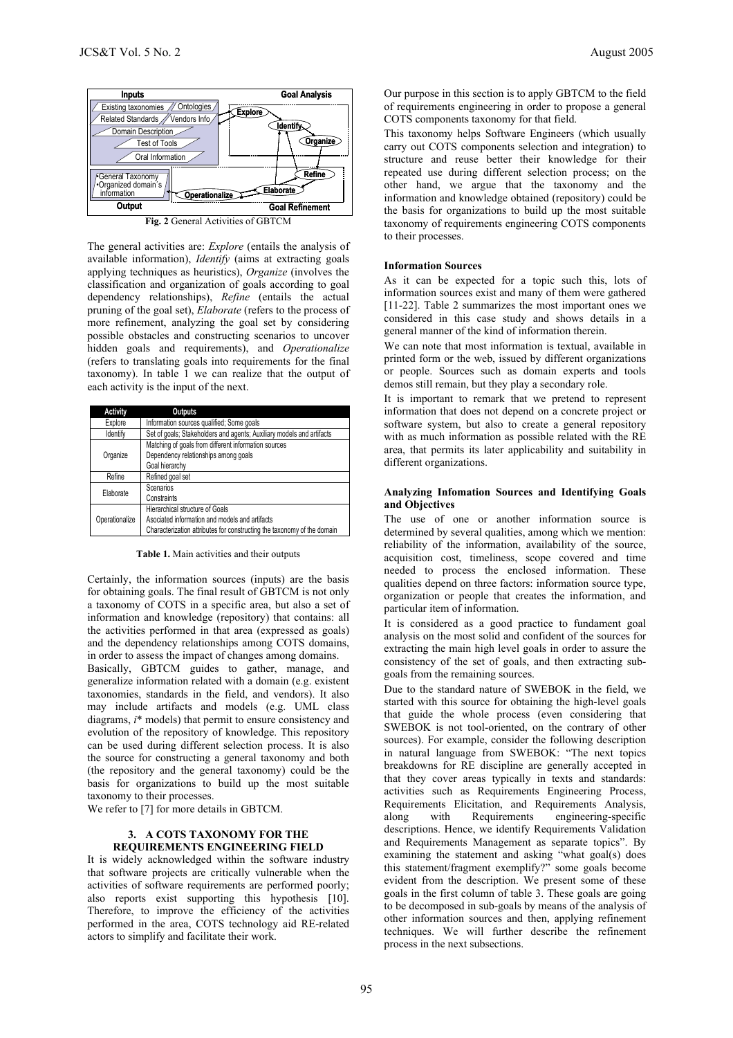**Fig. 2** General Activities of GBTCM

The general activities are: *Explore* (entails the analysis of available information), *Identify* (aims at extracting goals applying techniques as heuristics), *Organize* (involves the classification and organization of goals according to goal dependency relationships), *Refine* (entails the actual pruning of the goal set), *Elaborate* (refers to the process of more refinement, analyzing the goal set by considering possible obstacles and constructing scenarios to uncover hidden goals and requirements), and *Operationalize* (refers to translating goals into requirements for the final taxonomy). In table 1 we can realize that the output of each activity is the input of the next.

| Activity | Outputs |
|---|---|
| Explore | Information sources qualified; Some goals |
| Identify | Set of goals; Stakeholders and agents; Auxiliary models and artifacts |
| Organize | Matching of goals from different information sources<br>Dependency relationships among goals<br>Goal hierarchy |
| Refine | Refined goal set |
| Elaborate | Scenarios<br>Constraints |
| Operationalize | Hierarchical structure of Goals<br>Asociated information and models and artifacts<br>Characterization attributes for constructing the taxonomy of the domain |

**Table 1.** Main activities and their outputs

Certainly, the information sources (inputs) are the basis for obtaining goals. The final result of GBTCM is not only a taxonomy of COTS in a specific area, but also a set of information and knowledge (repository) that contains: all the activities performed in that area (expressed as goals) and the dependency relationships among COTS domains, in order to assess the impact of changes among domains.

Basically, GBTCM guides to gather, manage, and generalize information related with a domain (e.g. existent taxonomies, standards in the field, and vendors). It also may include artifacts and models (e.g. UML class diagrams, *i*\* models) that permit to ensure consistency and evolution of the repository of knowledge. This repository can be used during different selection process. It is also the source for constructing a general taxonomy and both (the repository and the general taxonomy) could be the basis for organizations to build up the most suitable taxonomy to their processes.

We refer to [7] for more details in GBTCM.

## 3. A COTS TAXONOMY FOR THE REQUIREMENTS ENGINEERING FIELD

It is widely acknowledged within the software industry that software projects are critically vulnerable when the activities of software requirements are performed poorly; also reports exist supporting this hypothesis [10]. Therefore, to improve the efficiency of the activities performed in the area, COTS technology aid RE-related actors to simplify and facilitate their work.

Our purpose in this section is to apply GBTCM to the field of requirements engineering in order to propose a general COTS components taxonomy for that field.

This taxonomy helps Software Engineers (which usually carry out COTS components selection and integration) to structure and reuse better their knowledge for their repeated use during different selection process; on the other hand, we argue that the taxonomy and the information and knowledge obtained (repository) could be the basis for organizations to build up the most suitable taxonomy of requirements engineering COTS components to their processes.

### Information Sources

As it can be expected for a topic such this, lots of information sources exist and many of them were gathered [11-22]. Table 2 summarizes the most important ones we considered in this case study and shows details in a general manner of the kind of information therein.

We can note that most information is textual, available in printed form or the web, issued by different organizations or people. Sources such as domain experts and tools demos still remain, but they play a secondary role.

It is important to remark that we pretend to represent information that does not depend on a concrete project or software system, but also to create a general repository with as much information as possible related with the RE area, that permits its later applicability and suitability in different organizations.

### Analyzing Infomation Sources and Identifying Goals and Objectives

The use of one or another information source is determined by several qualities, among which we mention: reliability of the information, availability of the source, acquisition cost, timeliness, scope covered and time needed to process the enclosed information. These qualities depend on three factors: information source type, organization or people that creates the information, and particular item of information.

It is considered as a good practice to fundament goal analysis on the most solid and confident of the sources for extracting the main high level goals in order to assure the consistency of the set of goals, and then extracting sub-goals from the remaining sources.

Due to the standard nature of SWEBOK in the field, we started with this source for obtaining the high-level goals that guide the whole process (even considering that SWEBOK is not tool-oriented, on the contrary of other sources). For example, consider the following description in natural language from SWEBOK: "The next topics breakdowns for RE discipline are generally accepted in that they cover areas typically in texts and standards: activities such as Requirements Engineering Process, Requirements Elicitation, and Requirements Analysis, along with Requirements engineering-specific descriptions. Hence, we identify Requirements Validation and Requirements Management as separate topics". By examining the statement and asking "what goal(s) does this statement/fragment exemplify?" some goals become evident from the description. We present some of these goals in the first column of table 3. These goals are going to be decomposed in sub-goals by means of the analysis of other information sources and then, applying refinement techniques. We will further describe the refinement process in the next subsections.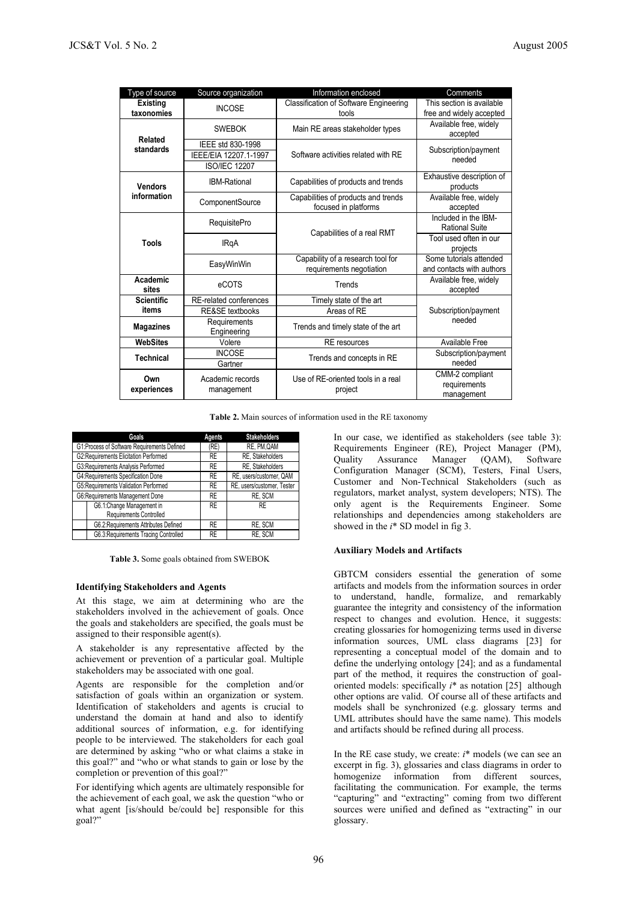| Type of source | Source organization | Information enclosed | Comments |
|---|---|---|---|
| **Existing taxonomies** | INCOSE | Classification of Software Engineering tools | This section is available free and widely accepted |
| **Related standards** | SWEBOK | Main RE areas stakeholder types | Available free, widely accepted |
| | IEEE std 830-1998 | Software activities related with RE | Subscription/payment needed |
| | IEEE/EIA 12207.1-1997 | | |
| | ISO/IEC 12207 | | |
| **Vendors information** | IBM-Rational | Capabilities of products and trends | Exhaustive description of products |
| | ComponentSource | Capabilities of products and trends focused in platforms | Available free, widely accepted |
| **Tools** | RequisitePro | Capabilities of a real RMT | Included in the IBM-Rational Suite |
| | IRqA | | Tool used often in our projects |
| | EasyWinWin | Capability of a research tool for requirements negotiation | Some tutorials attended and contacts with authors |
| **Academic sites** | eCOTS | Trends | Available free, widely accepted |
| **Scientific items** | RE-related conferences | Timely state of the art | Subscription/payment needed |
| | RE&SE textbooks | Areas of RE | |
| **Magazines** | Requirements Engineering | Trends and timely state of the art | |
| **WebSites** | Volere | RE resources | Available Free |
| **Technical** | INCOSE | Trends and concepts in RE | Subscription/payment needed |
| | Gartner | | |
| **Own experiences** | Academic records management | Use of RE-oriented tools in a real project | CMM-2 compliant requirements management |

**Table 2.** Main sources of information used in the RE taxonomy

| Goals | Agents | Stakeholders |
|---|---|---|
| G1:Process of Software Requirements Defined | (RE) | RE, PM,QAM |
| G2:Requirements Elicitation Performed | RE | RE, Stakeholders |
| G3:Requirements Analysis Performed | RE | RE, Stakeholders |
| G4:Requirements Specification Done | RE | RE, users/customer, QAM |
| G5:Requirements Validation Performed | RE | RE, users/customer, Tester |
| G6:Requirements Management Done | RE | RE, SCM |
| G6.1:Change Management in Requirements Controlled | RE | RE |
| G6.2:Requirements Attributes Defined | RE | RE, SCM |
| G6.3:Requirements Tracing Controlled | RE | RE, SCM |

**Table 3.** Some goals obtained from SWEBOK

#### Identifying Stakeholders and Agents

At this stage, we aim at determining who are the stakeholders involved in the achievement of goals. Once the goals and stakeholders are specified, the goals must be assigned to their responsible agent(s).

A stakeholder is any representative affected by the achievement or prevention of a particular goal. Multiple stakeholders may be associated with one goal.

Agents are responsible for the completion and/or satisfaction of goals within an organization or system. Identification of stakeholders and agents is crucial to understand the domain at hand and also to identify additional sources of information, e.g. for identifying people to be interviewed. The stakeholders for each goal are determined by asking "who or what claims a stake in this goal?" and "who or what stands to gain or lose by the completion or prevention of this goal?"

For identifying which agents are ultimately responsible for the achievement of each goal, we ask the question "who or what agent [is/should be/could be] responsible for this goal?"

In our case, we identified as stakeholders (see table 3): Requirements Engineer (RE), Project Manager (PM), Quality Assurance Manager (QAM), Software Configuration Manager (SCM), Testers, Final Users, Customer and Non-Technical Stakeholders (such as regulators, market analyst, system developers; NTS). The only agent is the Requirements Engineer. Some relationships and dependencies among stakeholders are showed in the *i** SD model in fig 3.

#### Auxiliary Models and Artifacts

GBTCM considers essential the generation of some artifacts and models from the information sources in order to understand, handle, formalize, and remarkably guarantee the integrity and consistency of the information respect to changes and evolution. Hence, it suggests: creating glossaries for homogenizing terms used in diverse information sources, UML class diagrams [23] for representing a conceptual model of the domain and to define the underlying ontology [24]; and as a fundamental part of the method, it requires the construction of goal-oriented models: specifically *i** as notation [25] although other options are valid. Of course all of these artifacts and models shall be synchronized (e.g. glossary terms and UML attributes should have the same name). This models and artifacts should be refined during all process.

In the RE case study, we create: *i** models (we can see an excerpt in fig. 3), glossaries and class diagrams in order to homogenize information from different sources, facilitating the communication. For example, the terms "capturing" and "extracting" coming from two different sources were unified and defined as "extracting" in our glossary.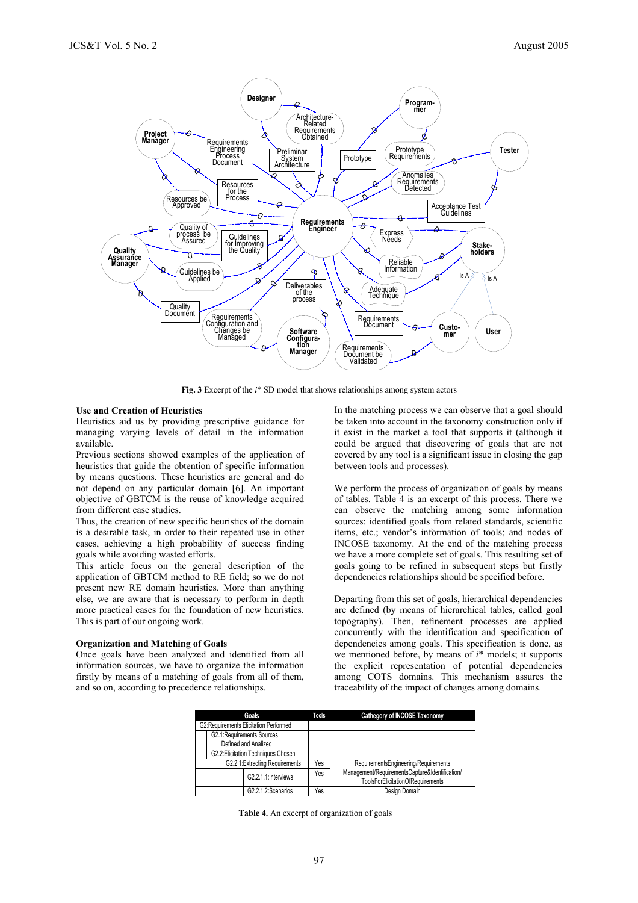**Fig. 3** Excerpt of the *i*\* SD model that shows relationships among system actors

**Use and Creation of Heuristics**

Heuristics aid us by providing prescriptive guidance for managing varying levels of detail in the information available.

Previous sections showed examples of the application of heuristics that guide the obtention of specific information by means questions. These heuristics are general and do not depend on any particular domain [6]. An important objective of GBTCM is the reuse of knowledge acquired from different case studies.

Thus, the creation of new specific heuristics of the domain is a desirable task, in order to their repeated use in other cases, achieving a high probability of success finding goals while avoiding wasted efforts.

This article focus on the general description of the application of GBTCM method to RE field; so we do not present new RE domain heuristics. More than anything else, we are aware that is necessary to perform in depth more practical cases for the foundation of new heuristics. This is part of our ongoing work.

**Organization and Matching of Goals**

Once goals have been analyzed and identified from all information sources, we have to organize the information firstly by means of a matching of goals from all of them, and so on, according to precedence relationships.

In the matching process we can observe that a goal should be taken into account in the taxonomy construction only if it exist in the market a tool that supports it (although it could be argued that discovering of goals that are not covered by any tool is a significant issue in closing the gap between tools and processes).

We perform the process of organization of goals by means of tables. Table 4 is an excerpt of this process. There we can observe the matching among some information sources: identified goals from related standards, scientific items, etc.; vendor's information of tools; and nodes of INCOSE taxonomy. At the end of the matching process we have a more complete set of goals. This resulting set of goals going to be refined in subsequent steps but firstly dependencies relationships should be specified before.

Departing from this set of goals, hierarchical dependencies are defined (by means of hierarchical tables, called goal topography). Then, refinement processes are applied concurrently with the identification and specification of dependencies among goals. This specification is done, as we mentioned before, by means of *i*\* models; it supports the explicit representation of potential dependencies among COTS domains. This mechanism assures the traceability of the impact of changes among domains.

| Goals | Tools | Cathegory of INCOSE Taxonomy |
|---|---|---|
| G2:Requirements Elicitation Performed | | |
| G2.1:Requirements Sources Defined and Analized | | |
| G2.2:Elicitation Techniques Chosen | | |
| G2.2.1:Extracting Requirements | Yes | RequirementsEngineering/Requirements |
| G2.2.1.1:Interviews | Yes | Management/RequirementsCapture&Identification/ToolsForElicitationOfRequirements |
| G2.2.1.2:Scenarios | Yes | Design Domain |

**Table 4.** An excerpt of organization of goals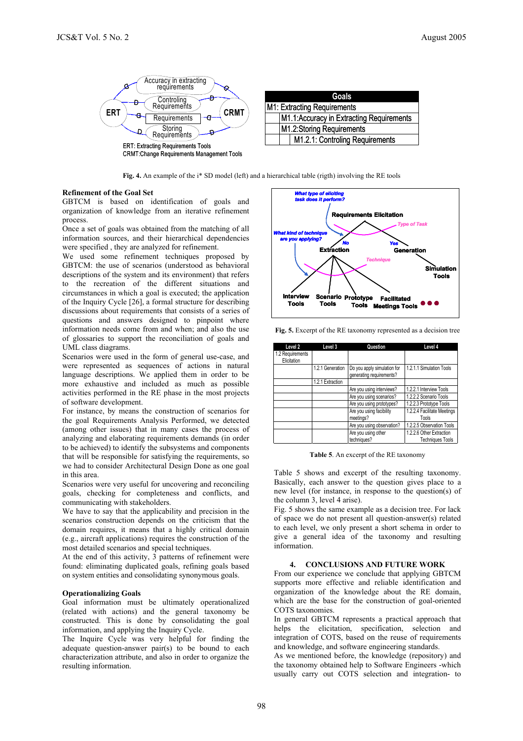ERT: Extracting Requirements Tools
CRMT: Change Requirements Management Tools

| Goals | | |
|---|---|---|
| M1: Extracting Requirements | | |
| | M1.1: Accuracy in Extracting Requirements | |
| | M1.2: Storing Requirements | |
| | | M1.2.1: Controling Requirements |

**Fig. 4.** An example of the i* SD model (left) and a hierarchical table (rigth) involving the RE tools

**Refinement of the Goal Set**

GBTCM is based on identification of goals and organization of knowledge from an iterative refinement process.

Once a set of goals was obtained from the matching of all information sources, and their hierarchical dependencies were specified , they are analyzed for refinement.

We used some refinement techniques proposed by GBTCM: the use of scenarios (understood as behavioral descriptions of the system and its environment) that refers to the recreation of the different situations and circumstances in which a goal is executed; the application of the Inquiry Cycle [26], a formal structure for describing discussions about requirements that consists of a series of questions and answers designed to pinpoint where information needs come from and when; and also the use of glossaries to support the reconciliation of goals and UML class diagrams.

Scenarios were used in the form of general use-case, and were represented as sequences of actions in natural language descriptions. We applied them in order to be more exhaustive and included as much as possible activities performed in the RE phase in the most projects of software development.

For instance, by means the construction of scenarios for the goal Requirements Analysis Performed, we detected (among other issues) that in many cases the process of analyzing and elaborating requirements demands (in order to be achieved) to identify the subsystems and components that will be responsible for satisfying the requirements, so we had to consider Architectural Design Done as one goal in this area.

Scenarios were very useful for uncovering and reconciling goals, checking for completeness and conflicts, and communicating with stakeholders.

We have to say that the applicability and precision in the scenarios construction depends on the criticism that the domain requires, it means that a highly critical domain (e.g., aircraft applications) requires the construction of the most detailed scenarios and special techniques.

At the end of this activity, 3 patterns of refinement were found: eliminating duplicated goals, refining goals based on system entities and consolidating synonymous goals.

**Operationalizing Goals**

Goal information must be ultimately operationalized (related with actions) and the general taxonomy be constructed. This is done by consolidating the goal information, and applying the Inquiry Cycle.

The Inquire Cycle was very helpful for finding the adequate question-answer pair(s) to be bound to each characterization attribute, and also in order to organize the resulting information.

**Fig. 5.** Excerpt of the RE taxonomy represented as a decision tree

| Level 2 | Level 3 | Question | Level 4 |
|---|---|---|---|
| 1.2 Requirements Elicitation | | | |
| | 1.2.1 Generation | Do you apply simulation for generating requirements? | 1.2.1.1 Simulation Tools |
| | 1.2.1 Extraction | | |
| | | Are you using interviews? | 1.2.2.1 Interview Tools |
| | | Are you using scenarios? | 1.2.2.2 Scenario Tools |
| | | Are you using prototypes? | 1.2.2.3 Prototype Tools |
| | | Are you using facibility meetings? | 1.2.2.4 Facilitate Meetings Tools |
| | | Are you using observation? | 1.2.2.5 Observation Tools |
| | | Are you using other techniques? | 1.2.2.6 Other Extraction Techniques Tools |

**Table 5**. An excerpt of the RE taxonomy

Table 5 shows and excerpt of the resulting taxonomy. Basically, each answer to the question gives place to a new level (for instance, in response to the question(s) of the column 3, level 4 arise).

Fig. 5 shows the same example as a decision tree. For lack of space we do not present all question-answer(s) related to each level, we only present a short schema in order to give a general idea of the taxonomy and resulting information.

## 4. CONCLUSIONS AND FUTURE WORK

From our experience we conclude that applying GBTCM supports more effective and reliable identification and organization of the knowledge about the RE domain, which are the base for the construction of goal-oriented COTS taxonomies.

In general GBTCM represents a practical approach that helps the elicitation, specification, selection and integration of COTS, based on the reuse of requirements and knowledge, and software engineering standards.

As we mentioned before, the knowledge (repository) and the taxonomy obtained help to Software Engineers -which usually carry out COTS selection and integration- to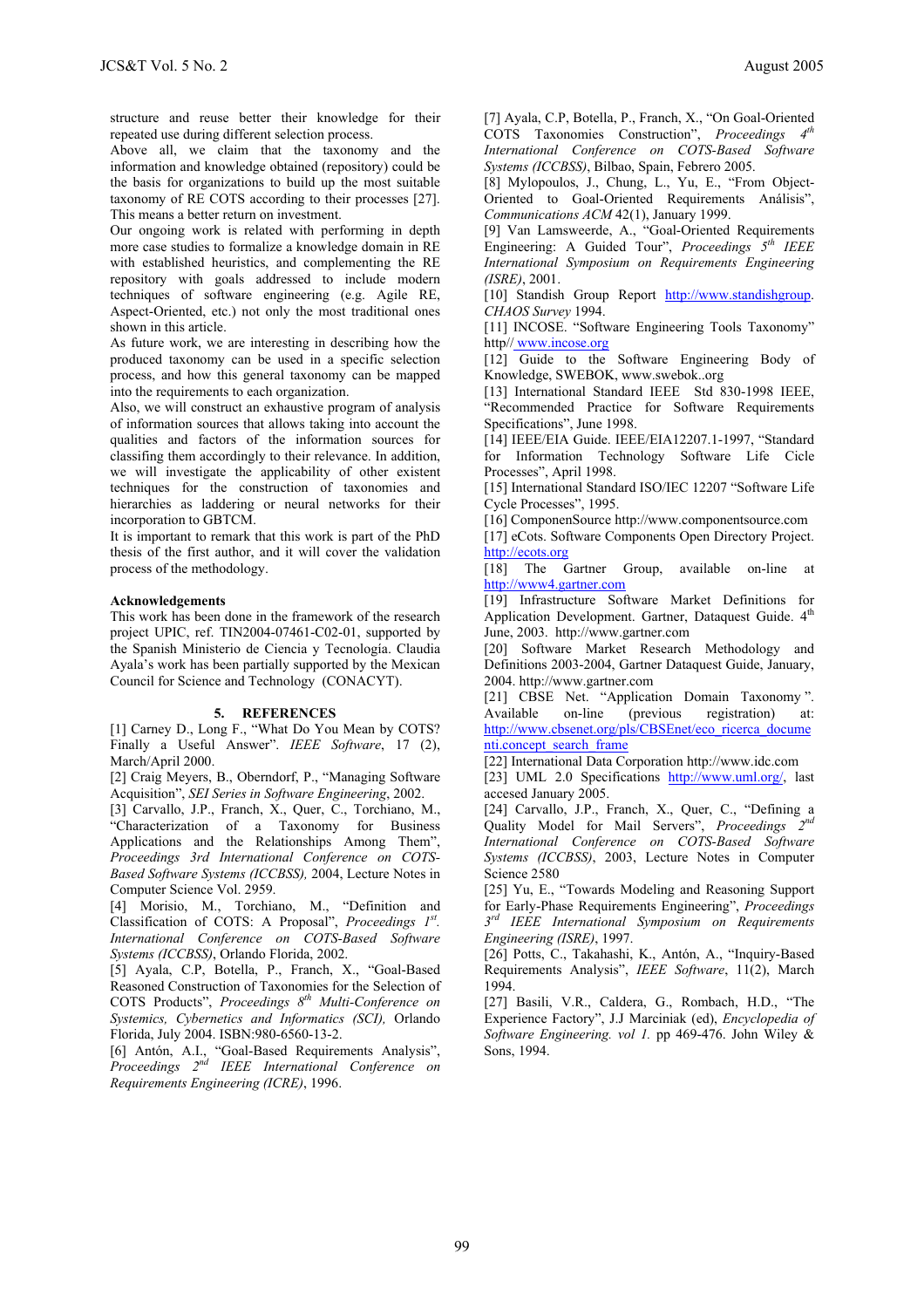structure and reuse better their knowledge for their repeated use during different selection process.

Above all, we claim that the taxonomy and the information and knowledge obtained (repository) could be the basis for organizations to build up the most suitable taxonomy of RE COTS according to their processes [27]. This means a better return on investment.

Our ongoing work is related with performing in depth more case studies to formalize a knowledge domain in RE with established heuristics, and complementing the RE repository with goals addressed to include modern techniques of software engineering (e.g. Agile RE, Aspect-Oriented, etc.) not only the most traditional ones shown in this article.

As future work, we are interesting in describing how the produced taxonomy can be used in a specific selection process, and how this general taxonomy can be mapped into the requirements to each organization.

Also, we will construct an exhaustive program of analysis of information sources that allows taking into account the qualities and factors of the information sources for classifing them accordingly to their relevance. In addition, we will investigate the applicability of other existent techniques for the construction of taxonomies and hierarchies as laddering or neural networks for their incorporation to GBTCM.

It is important to remark that this work is part of the PhD thesis of the first author, and it will cover the validation process of the methodology.

**Acknowledgements**

This work has been done in the framework of the research project UPIC, ref. TIN2004-07461-C02-01, supported by the Spanish Ministerio de Ciencia y Tecnología. Claudia Ayala's work has been partially supported by the Mexican Council for Science and Technology (CONACYT).

## 5. REFERENCES

[1] Carney D., Long F., "What Do You Mean by COTS? Finally a Useful Answer". *IEEE Software*, 17 (2), March/April 2000.

[2] Craig Meyers, B., Oberndorf, P., "Managing Software Acquisition", *SEI Series in Software Engineering*, 2002.

[3] Carvallo, J.P., Franch, X., Quer, C., Torchiano, M., "Characterization of a Taxonomy for Business Applications and the Relationships Among Them", *Proceedings 3rd International Conference on COTS-Based Software Systems (ICCBSS),* 2004, Lecture Notes in Computer Science Vol. 2959.

[4] Morisio, M., Torchiano, M., "Definition and Classification of COTS: A Proposal", *Proceedings 1st. International Conference on COTS-Based Software Systems (ICCBSS)*, Orlando Florida, 2002.

[5] Ayala, C.P, Botella, P., Franch, X., "Goal-Based Reasoned Construction of Taxonomies for the Selection of COTS Products", *Proceedings 8th Multi-Conference on Systemics, Cybernetics and Informatics (SCI),* Orlando Florida, July 2004. ISBN:980-6560-13-2.

[6] Antón, A.I., "Goal-Based Requirements Analysis", *Proceedings 2nd IEEE International Conference on Requirements Engineering (ICRE)*, 1996.

[7] Ayala, C.P, Botella, P., Franch, X., "On Goal-Oriented COTS Taxonomies Construction", *Proceedings 4th International Conference on COTS-Based Software Systems (ICCBSS)*, Bilbao, Spain, Febrero 2005.

[8] Mylopoulos, J., Chung, L., Yu, E., "From Object-Oriented to Goal-Oriented Requirements Análisis", *Communications ACM* 42(1), January 1999.

[9] Van Lamsweerde, A., "Goal-Oriented Requirements Engineering: A Guided Tour", *Proceedings 5th IEEE International Symposium on Requirements Engineering (ISRE)*, 2001.

[10] Standish Group Report http://www.standishgroup. *CHAOS Survey* 1994.

[11] INCOSE. "Software Engineering Tools Taxonomy" http// www.incose.org

[12] Guide to the Software Engineering Body of Knowledge, SWEBOK, www.swebok..org

[13] International Standard IEEE Std 830-1998 IEEE, "Recommended Practice for Software Requirements Specifications", June 1998.

[14] IEEE/EIA Guide. IEEE/EIA12207.1-1997, "Standard for Information Technology Software Life Cicle Processes", April 1998.

[15] International Standard ISO/IEC 12207 "Software Life Cycle Processes", 1995.

[16] ComponenSource http://www.componentsource.com

[17] eCots. Software Components Open Directory Project. http://ecots.org

[18] The Gartner Group, available on-line at http://www4.gartner.com

[19] Infrastructure Software Market Definitions for Application Development. Gartner, Dataquest Guide. 4th June, 2003. http://www.gartner.com

[20] Software Market Research Methodology and Definitions 2003-2004, Gartner Dataquest Guide, January, 2004. http://www.gartner.com

[21] CBSE Net. "Application Domain Taxonomy". Available on-line (previous registration) at: http://www.cbsenet.org/pls/CBSEnet/eco_ricerca_documenti.concept_search_frame

[22] International Data Corporation http://www.idc.com

[23] UML 2.0 Specifications http://www.uml.org/, last accesed January 2005.

[24] Carvallo, J.P., Franch, X., Quer, C., "Defining a Quality Model for Mail Servers", *Proceedings 2nd International Conference on COTS-Based Software Systems (ICCBSS)*, 2003, Lecture Notes in Computer Science 2580

[25] Yu, E., "Towards Modeling and Reasoning Support for Early-Phase Requirements Engineering", *Proceedings 3rd IEEE International Symposium on Requirements Engineering (ISRE)*, 1997.

[26] Potts, C., Takahashi, K., Antón, A., "Inquiry-Based Requirements Analysis", *IEEE Software*, 11(2), March 1994.

[27] Basili, V.R., Caldera, G., Rombach, H.D., "The Experience Factory", J.J Marciniak (ed), *Encyclopedia of Software Engineering. vol 1.* pp 469-476. John Wiley & Sons, 1994.